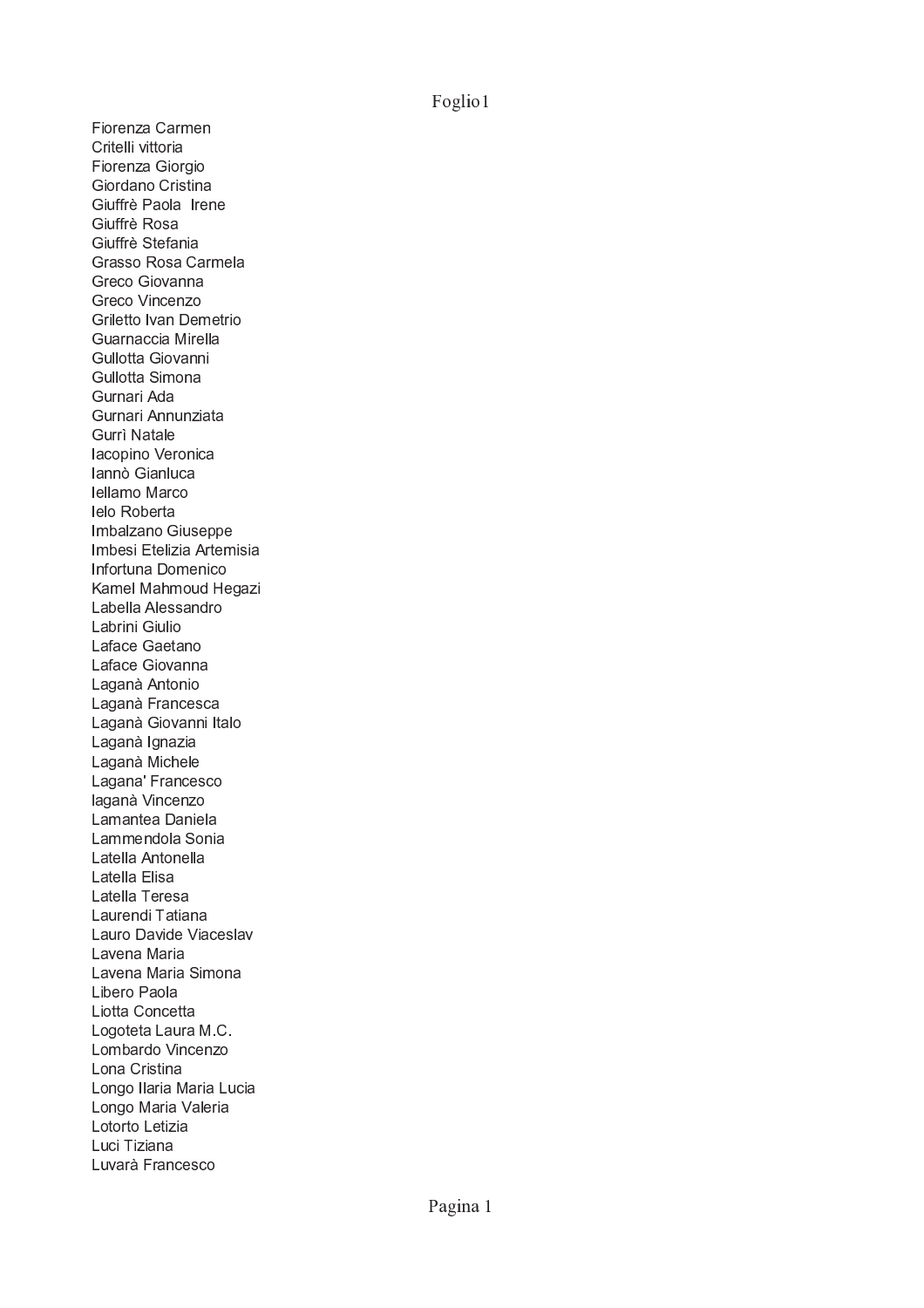Fiorenza Carmen
Critelli vittoria
Fiorenza Giorgio
Giordano Cristina
Giuffrè Paola  Irene
Giuffrè Rosa
Giuffrè Stefania
Grasso Rosa Carmela
Greco Giovanna
Greco Vincenzo
Griletto Ivan Demetrio
Guarnaccia Mirella
Gullotta Giovanni
Gullotta Simona
Gurnari Ada
Gurnari Annunziata
Gurrì Natale
Iacopino Veronica
Iannò Gianluca
Iellamo Marco
Ielo Roberta
Imbalzano Giuseppe
Imbesi Etelizia Artemisia
Infortuna Domenico
Kamel Mahmoud Hegazi
Labella Alessandro
Labrini Giulio
Laface Gaetano
Laface Giovanna
Laganà Antonio
Laganà Francesca
Laganà Giovanni Italo
Laganà Ignazia
Laganà Michele
Lagana' Francesco
laganà Vincenzo
Lamantea Daniela
Lammendola Sonia
Latella Antonella
Latella Elisa
Latella Teresa
Laurendi Tatiana
Lauro Davide Viaceslav
Lavena Maria
Lavena Maria Simona
Libero Paola
Liotta Concetta
Logoteta Laura M.C.
Lombardo Vincenzo
Lona Cristina
Longo Ilaria Maria Lucia
Longo Maria Valeria
Lotorto Letizia
Luci Tiziana
Luvarà Francesco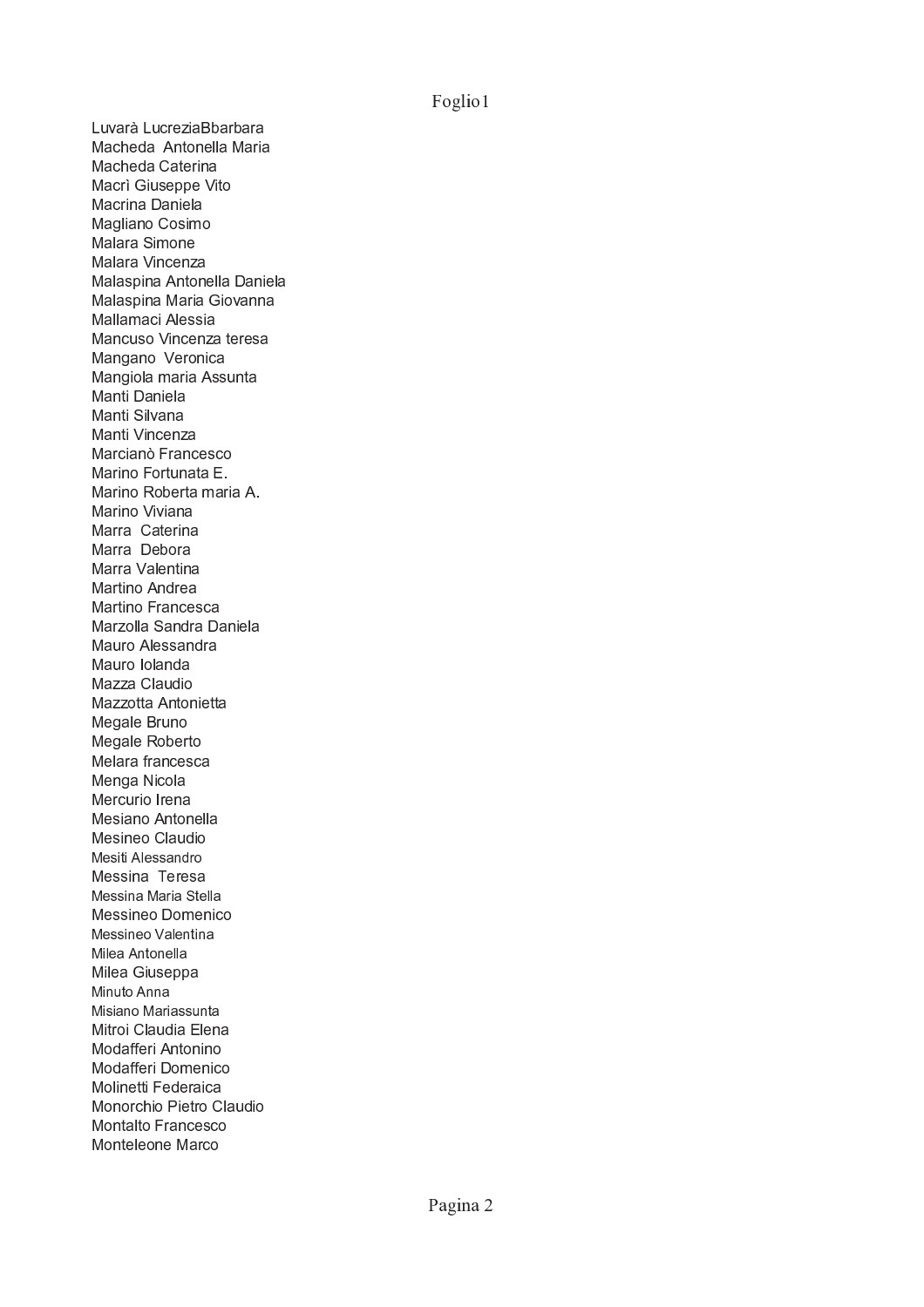Luvarà LucreziaBbarbara
Macheda  Antonella Maria
Macheda Caterina
Macrì Giuseppe Vito
Macrina Daniela
Magliano Cosimo
Malara Simone
Malara Vincenza
Malaspina Antonella Daniela
Malaspina Maria Giovanna
Mallamaci Alessia
Mancuso Vincenza teresa
Mangano  Veronica
Mangiola maria Assunta
Manti Daniela
Manti Silvana
Manti Vincenza
Marcianò Francesco
Marino Fortunata E.
Marino Roberta maria A.
Marino Viviana
Marra  Caterina
Marra  Debora
Marra Valentina
Martino Andrea
Martino Francesca
Marzolla Sandra Daniela
Mauro Alessandra
Mauro Iolanda
Mazza Claudio
Mazzotta Antonietta
Megale Bruno
Megale Roberto
Melara francesca
Menga Nicola
Mercurio Irena
Mesiano Antonella
Mesineo Claudio
Mesiti Alessandro
Messina  Teresa
Messina Maria Stella
Messineo Domenico
Messineo Valentina
Milea Antonella
Milea Giuseppa
Minuto Anna
Misiano Mariassunta
Mitroi Claudia Elena
Modafferi Antonino
Modafferi Domenico
Molinetti Federaica
Monorchio Pietro Claudio
Montalto Francesco
Monteleone Marco